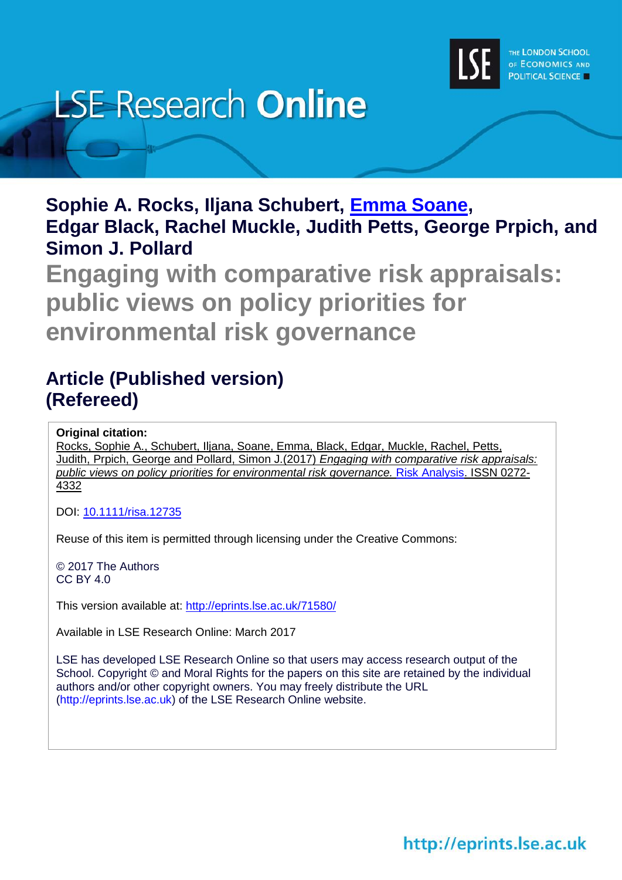# LSE Research Online

**Sophie A. Rocks, Iljana Schubert, Emma Soane, Edgar Black, Rachel Muckle, Judith Petts, George Prpich, and Simon J. Pollard**

# Engaging with comparative risk appraisals: public views on policy priorities for environmental risk governance

## Article (Published version) (Refereed)

**Original citation:**
Rocks, Sophie A., Schubert, Iljana, Soane, Emma, Black, Edgar, Muckle, Rachel, Petts, Judith, Prpich, George and Pollard, Simon J.(2017) *Engaging with comparative risk appraisals: public views on policy priorities for environmental risk governance.* Risk Analysis. ISSN 0272-4332

DOI: 10.1111/risa.12735

Reuse of this item is permitted through licensing under the Creative Commons:

© 2017 The Authors
CC BY 4.0

This version available at: http://eprints.lse.ac.uk/71580/

Available in LSE Research Online: March 2017

LSE has developed LSE Research Online so that users may access research output of the School. Copyright © and Moral Rights for the papers on this site are retained by the individual authors and/or other copyright owners. You may freely distribute the URL (http://eprints.lse.ac.uk) of the LSE Research Online website.

http://eprints.lse.ac.uk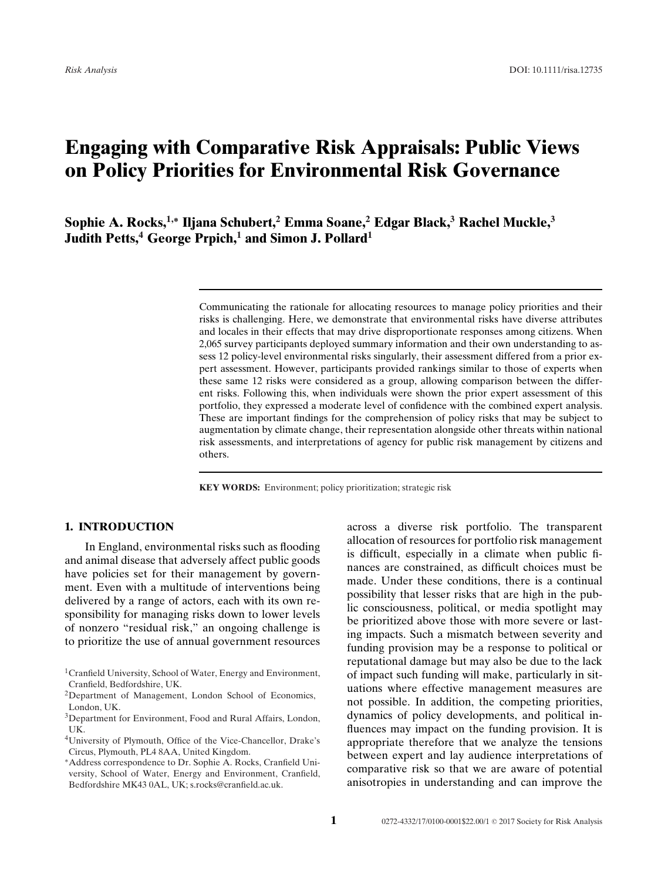# Engaging with Comparative Risk Appraisals: Public Views on Policy Priorities for Environmental Risk Governance

**Sophie A. Rocks,[1,*] Iljana Schubert,[2] Emma Soane,[2] Edgar Black,[3] Rachel Muckle,[3] Judith Petts,[4] George Prpich,[1] and Simon J. Pollard[1]**

Communicating the rationale for allocating resources to manage policy priorities and their risks is challenging. Here, we demonstrate that environmental risks have diverse attributes and locales in their effects that may drive disproportionate responses among citizens. When 2,065 survey participants deployed summary information and their own understanding to assess 12 policy-level environmental risks singularly, their assessment differed from a prior expert assessment. However, participants provided rankings similar to those of experts when these same 12 risks were considered as a group, allowing comparison between the different risks. Following this, when individuals were shown the prior expert assessment of this portfolio, they expressed a moderate level of confidence with the combined expert analysis. These are important findings for the comprehension of policy risks that may be subject to augmentation by climate change, their representation alongside other threats within national risk assessments, and interpretations of agency for public risk management by citizens and others.

**KEY WORDS:** Environment; policy prioritization; strategic risk

## 1. INTRODUCTION

In England, environmental risks such as flooding and animal disease that adversely affect public goods have policies set for their management by government. Even with a multitude of interventions being delivered by a range of actors, each with its own responsibility for managing risks down to lower levels of nonzero "residual risk," an ongoing challenge is to prioritize the use of annual government resources across a diverse risk portfolio. The transparent allocation of resources for portfolio risk management is difficult, especially in a climate when public finances are constrained, as difficult choices must be made. Under these conditions, there is a continual possibility that lesser risks that are high in the public consciousness, political, or media spotlight may be prioritized above those with more severe or lasting impacts. Such a mismatch between severity and funding provision may be a response to political or reputational damage but may also be due to the lack of impact such funding will make, particularly in situations where effective management measures are not possible. In addition, the competing priorities, dynamics of policy developments, and political influences may impact on the funding provision. It is appropriate therefore that we analyze the tensions between expert and lay audience interpretations of comparative risk so that we are aware of potential anisotropies in understanding and can improve the

[1] Cranfield University, School of Water, Energy and Environment, Cranfield, Bedfordshire, UK.

[2] Department of Management, London School of Economics, London, UK.

[3] Department for Environment, Food and Rural Affairs, London, UK.

[4] University of Plymouth, Office of the Vice-Chancellor, Drake's Circus, Plymouth, PL4 8AA, United Kingdom.

[*] Address correspondence to Dr. Sophie A. Rocks, Cranfield University, School of Water, Energy and Environment, Cranfield, Bedfordshire MK43 0AL, UK; s.rocks@cranfield.ac.uk.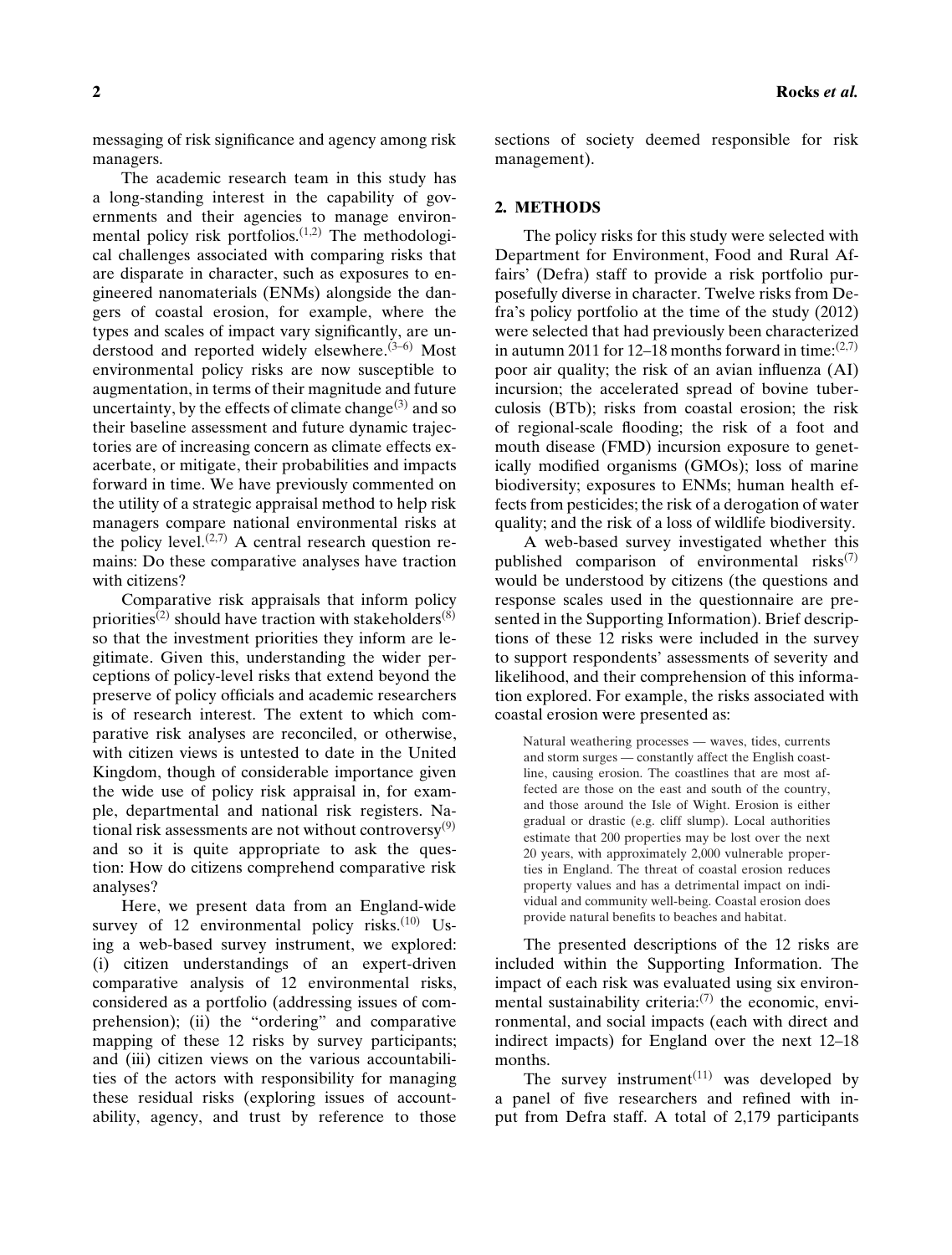messaging of risk significance and agency among risk managers.

The academic research team in this study has a long-standing interest in the capability of governments and their agencies to manage environmental policy risk portfolios.[1,2] The methodological challenges associated with comparing risks that are disparate in character, such as exposures to engineered nanomaterials (ENMs) alongside the dangers of coastal erosion, for example, where the types and scales of impact vary significantly, are understood and reported widely elsewhere.[3–6] Most environmental policy risks are now susceptible to augmentation, in terms of their magnitude and future uncertainty, by the effects of climate change[3] and so their baseline assessment and future dynamic trajectories are of increasing concern as climate effects exacerbate, or mitigate, their probabilities and impacts forward in time. We have previously commented on the utility of a strategic appraisal method to help risk managers compare national environmental risks at the policy level.[2,7] A central research question remains: Do these comparative analyses have traction with citizens?

Comparative risk appraisals that inform policy priorities[2] should have traction with stakeholders[8] so that the investment priorities they inform are legitimate. Given this, understanding the wider perceptions of policy-level risks that extend beyond the preserve of policy officials and academic researchers is of research interest. The extent to which comparative risk analyses are reconciled, or otherwise, with citizen views is untested to date in the United Kingdom, though of considerable importance given the wide use of policy risk appraisal in, for example, departmental and national risk registers. National risk assessments are not without controversy[9] and so it is quite appropriate to ask the question: How do citizens comprehend comparative risk analyses?

Here, we present data from an England-wide survey of 12 environmental policy risks.[10] Using a web-based survey instrument, we explored: (i) citizen understandings of an expert-driven comparative analysis of 12 environmental risks, considered as a portfolio (addressing issues of comprehension); (ii) the "ordering" and comparative mapping of these 12 risks by survey participants; and (iii) citizen views on the various accountabilities of the actors with responsibility for managing these residual risks (exploring issues of accountability, agency, and trust by reference to those sections of society deemed responsible for risk management).

## 2. METHODS

The policy risks for this study were selected with Department for Environment, Food and Rural Affairs' (Defra) staff to provide a risk portfolio purposefully diverse in character. Twelve risks from Defra's policy portfolio at the time of the study (2012) were selected that had previously been characterized in autumn 2011 for 12–18 months forward in time:[2,7] poor air quality; the risk of an avian influenza (AI) incursion; the accelerated spread of bovine tuberculosis (BTb); risks from coastal erosion; the risk of regional-scale flooding; the risk of a foot and mouth disease (FMD) incursion exposure to genetically modified organisms (GMOs); loss of marine biodiversity; exposures to ENMs; human health effects from pesticides; the risk of a derogation of water quality; and the risk of a loss of wildlife biodiversity.

A web-based survey investigated whether this published comparison of environmental risks[7] would be understood by citizens (the questions and response scales used in the questionnaire are presented in the Supporting Information). Brief descriptions of these 12 risks were included in the survey to support respondents' assessments of severity and likelihood, and their comprehension of this information explored. For example, the risks associated with coastal erosion were presented as:

> Natural weathering processes — waves, tides, currents and storm surges — constantly affect the English coastline, causing erosion. The coastlines that are most affected are those on the east and south of the country, and those around the Isle of Wight. Erosion is either gradual or drastic (e.g. cliff slump). Local authorities estimate that 200 properties may be lost over the next 20 years, with approximately 2,000 vulnerable properties in England. The threat of coastal erosion reduces property values and has a detrimental impact on individual and community well-being. Coastal erosion does provide natural benefits to beaches and habitat.

The presented descriptions of the 12 risks are included within the Supporting Information. The impact of each risk was evaluated using six environmental sustainability criteria:[7] the economic, environmental, and social impacts (each with direct and indirect impacts) for England over the next 12–18 months.

The survey instrument[11] was developed by a panel of five researchers and refined with input from Defra staff. A total of 2,179 participants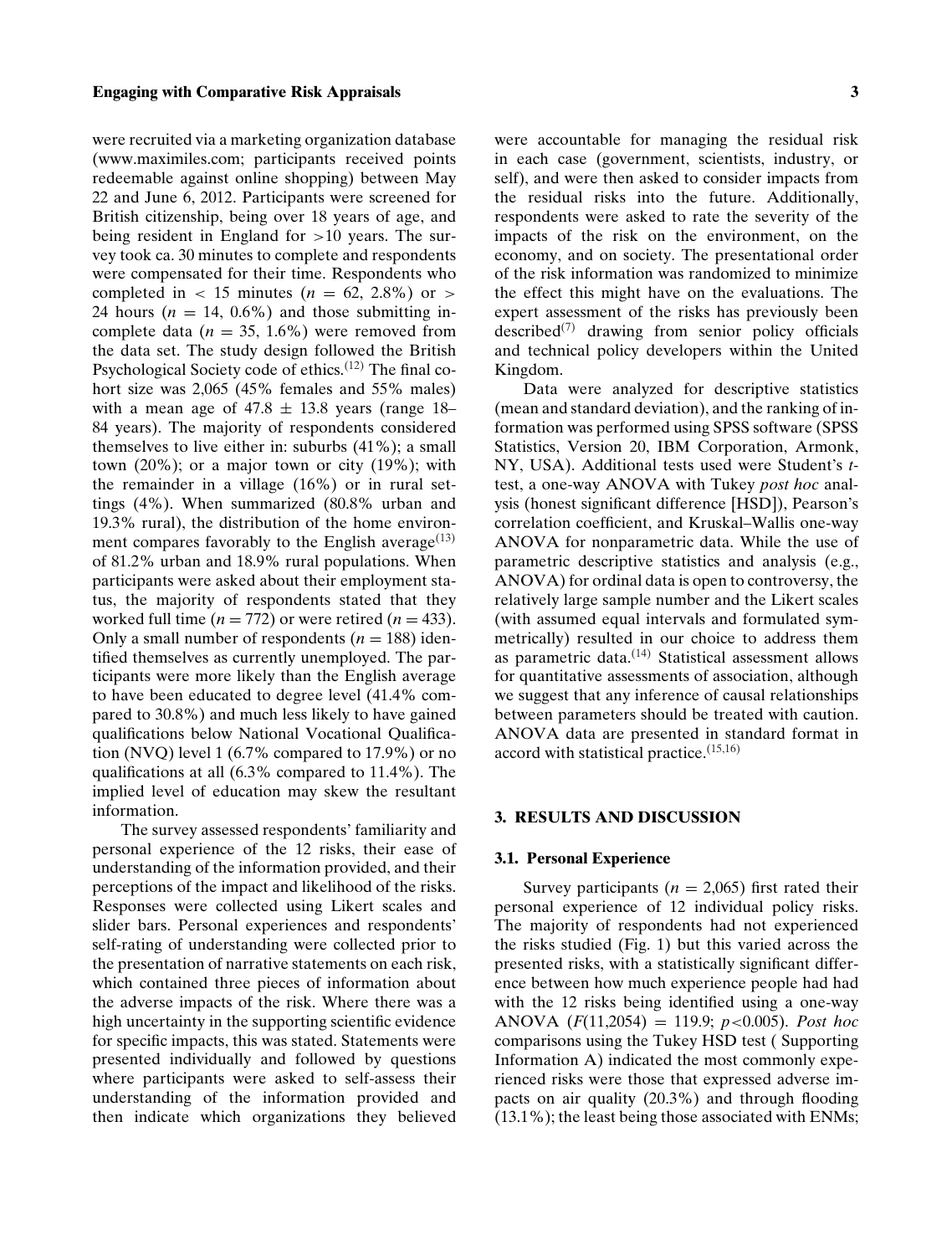were recruited via a marketing organization database (www.maximiles.com; participants received points redeemable against online shopping) between May 22 and June 6, 2012. Participants were screened for British citizenship, being over 18 years of age, and being resident in England for >10 years. The survey took ca. 30 minutes to complete and respondents were compensated for their time. Respondents who completed in < 15 minutes ($n$ = 62, 2.8%) or > 24 hours ($n$ = 14, 0.6%) and those submitting incomplete data ($n$ = 35, 1.6%) were removed from the data set. The study design followed the British Psychological Society code of ethics.[12] The final cohort size was 2,065 (45% females and 55% males) with a mean age of 47.8 ± 13.8 years (range 18–84 years). The majority of respondents considered themselves to live either in: suburbs (41%); a small town (20%); or a major town or city (19%); with the remainder in a village (16%) or in rural settings (4%). When summarized (80.8% urban and 19.3% rural), the distribution of the home environment compares favorably to the English average[13] of 81.2% urban and 18.9% rural populations. When participants were asked about their employment status, the majority of respondents stated that they worked full time ($n$ = 772) or were retired ($n$ = 433). Only a small number of respondents ($n$ = 188) identified themselves as currently unemployed. The participants were more likely than the English average to have been educated to degree level (41.4% compared to 30.8%) and much less likely to have gained qualifications below National Vocational Qualification (NVQ) level 1 (6.7% compared to 17.9%) or no qualifications at all (6.3% compared to 11.4%). The implied level of education may skew the resultant information.

The survey assessed respondents' familiarity and personal experience of the 12 risks, their ease of understanding of the information provided, and their perceptions of the impact and likelihood of the risks. Responses were collected using Likert scales and slider bars. Personal experiences and respondents' self-rating of understanding were collected prior to the presentation of narrative statements on each risk, which contained three pieces of information about the adverse impacts of the risk. Where there was a high uncertainty in the supporting scientific evidence for specific impacts, this was stated. Statements were presented individually and followed by questions where participants were asked to self-assess their understanding of the information provided and then indicate which organizations they believed were accountable for managing the residual risk in each case (government, scientists, industry, or self), and were then asked to consider impacts from the residual risks into the future. Additionally, respondents were asked to rate the severity of the impacts of the risk on the environment, on the economy, and on society. The presentational order of the risk information was randomized to minimize the effect this might have on the evaluations. The expert assessment of the risks has previously been described[7] drawing from senior policy officials and technical policy developers within the United Kingdom.

Data were analyzed for descriptive statistics (mean and standard deviation), and the ranking of information was performed using SPSS software (SPSS Statistics, Version 20, IBM Corporation, Armonk, NY, USA). Additional tests used were Student's $t$-test, a one-way ANOVA with Tukey *post hoc* analysis (honest significant difference [HSD]), Pearson's correlation coefficient, and Kruskal–Wallis one-way ANOVA for nonparametric data. While the use of parametric descriptive statistics and analysis (e.g., ANOVA) for ordinal data is open to controversy, the relatively large sample number and the Likert scales (with assumed equal intervals and formulated symmetrically) resulted in our choice to address them as parametric data.[14] Statistical assessment allows for quantitative assessments of association, although we suggest that any inference of causal relationships between parameters should be treated with caution. ANOVA data are presented in standard format in accord with statistical practice.[15,16]

## 3. RESULTS AND DISCUSSION

### 3.1. Personal Experience

Survey participants ($n$ = 2,065) first rated their personal experience of 12 individual policy risks. The majority of respondents had not experienced the risks studied (Fig. 1) but this varied across the presented risks, with a statistically significant difference between how much experience people had had with the 12 risks being identified using a one-way ANOVA ($F(11,2054) = 119.9$; $p<0.005$). *Post hoc* comparisons using the Tukey HSD test ( Supporting Information A) indicated the most commonly experienced risks were those that expressed adverse impacts on air quality (20.3%) and through flooding (13.1%); the least being those associated with ENMs;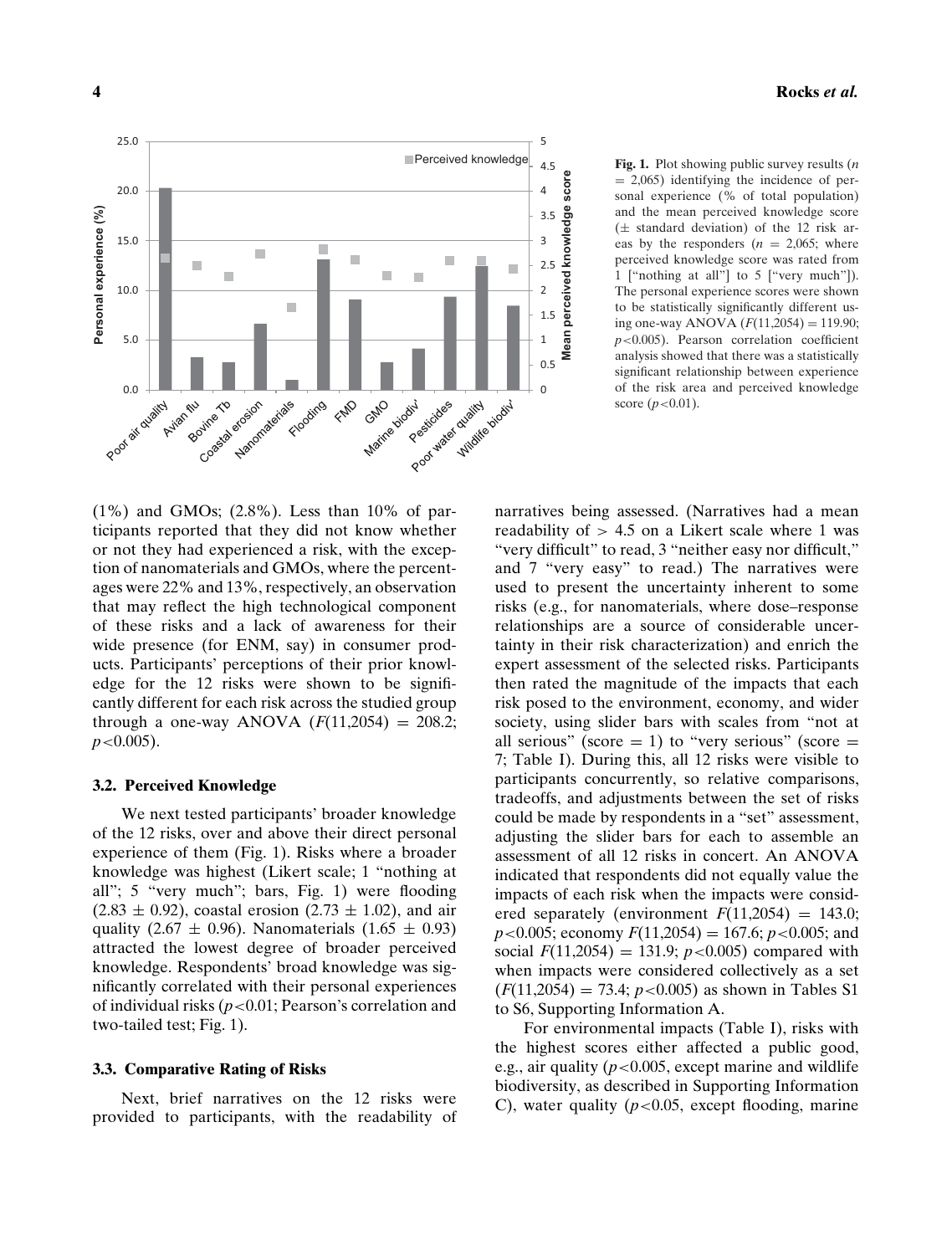**Fig. 1.** Plot showing public survey results ($n = 2{,}065$) identifying the incidence of personal experience (% of total population) and the mean perceived knowledge score (± standard deviation) of the 12 risk areas by the responders ($n = 2{,}065$; where perceived knowledge score was rated from 1 ["nothing at all"] to 5 ["very much"]). The personal experience scores were shown to be statistically significantly different using one-way ANOVA ($F(11{,}2054) = 119.90$; $p<0.005$). Pearson correlation coefficient analysis showed that there was a statistically significant relationship between experience of the risk area and perceived knowledge score ($p<0.01$).

(1%) and GMOs; (2.8%). Less than 10% of participants reported that they did not know whether or not they had experienced a risk, with the exception of nanomaterials and GMOs, where the percentages were 22% and 13%, respectively, an observation that may reflect the high technological component of these risks and a lack of awareness for their wide presence (for ENM, say) in consumer products. Participants' perceptions of their prior knowledge for the 12 risks were shown to be significantly different for each risk across the studied group through a one-way ANOVA ($F(11{,}2054) = 208.2$; $p<0.005$).

### 3.2. Perceived Knowledge

We next tested participants' broader knowledge of the 12 risks, over and above their direct personal experience of them (Fig. 1). Risks where a broader knowledge was highest (Likert scale; 1 "nothing at all"; 5 "very much"; bars, Fig. 1) were flooding ($2.83 \pm 0.92$), coastal erosion ($2.73 \pm 1.02$), and air quality ($2.67 \pm 0.96$). Nanomaterials ($1.65 \pm 0.93$) attracted the lowest degree of broader perceived knowledge. Respondents' broad knowledge was significantly correlated with their personal experiences of individual risks ($p<0.01$; Pearson's correlation and two-tailed test; Fig. 1).

### 3.3. Comparative Rating of Risks

Next, brief narratives on the 12 risks were provided to participants, with the readability of narratives being assessed. (Narratives had a mean readability of $> 4.5$ on a Likert scale where 1 was "very difficult" to read, 3 "neither easy nor difficult," and 7 "very easy" to read.) The narratives were used to present the uncertainty inherent to some risks (e.g., for nanomaterials, where dose–response relationships are a source of considerable uncertainty in their risk characterization) and enrich the expert assessment of the selected risks. Participants then rated the magnitude of the impacts that each risk posed to the environment, economy, and wider society, using slider bars with scales from "not at all serious" (score = 1) to "very serious" (score = 7; Table I). During this, all 12 risks were visible to participants concurrently, so relative comparisons, tradeoffs, and adjustments between the set of risks could be made by respondents in a "set" assessment, adjusting the slider bars for each to assemble an assessment of all 12 risks in concert. An ANOVA indicated that respondents did not equally value the impacts of each risk when the impacts were considered separately (environment $F(11{,}2054) = 143.0$; $p<0.005$; economy $F(11{,}2054) = 167.6$; $p<0.005$; and social $F(11{,}2054) = 131.9$; $p<0.005$) compared with when impacts were considered collectively as a set ($F(11{,}2054) = 73.4$; $p<0.005$) as shown in Tables S1 to S6, Supporting Information A.

For environmental impacts (Table I), risks with the highest scores either affected a public good, e.g., air quality ($p<0.005$, except marine and wildlife biodiversity, as described in Supporting Information C), water quality ($p<0.05$, except flooding, marine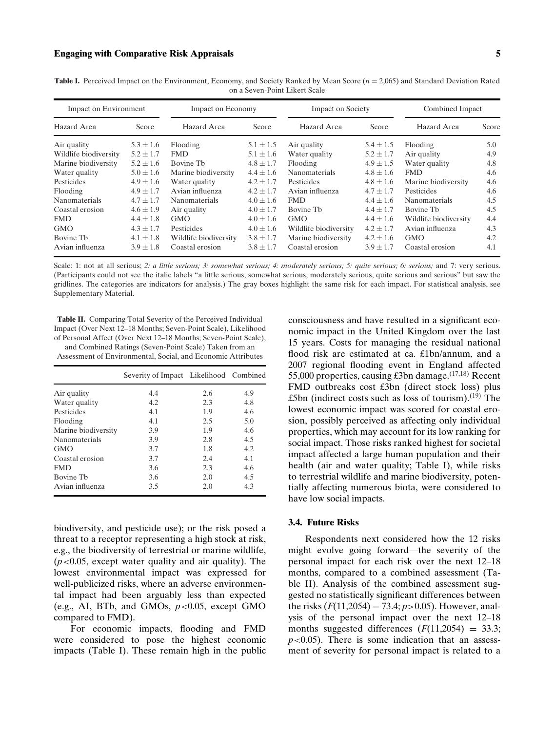**Table I.** Perceived Impact on the Environment, Economy, and Society Ranked by Mean Score ($n = 2{,}065$) and Standard Deviation Rated on a Seven-Point Likert Scale

| Impact on Environment | | Impact on Economy | | Impact on Society | | Combined Impact | |
|---|---|---|---|---|---|---|---|
| Hazard Area | Score | Hazard Area | Score | Hazard Area | Score | Hazard Area | Score |
| Air quality | $5.3 \pm 1.6$ | Flooding | $5.1 \pm 1.5$ | Air quality | $5.4 \pm 1.5$ | Flooding | 5.0 |
| Wildlife biodiversity | $5.2 \pm 1.7$ | FMD | $5.1 \pm 1.6$ | Water quality | $5.2 \pm 1.7$ | Air quality | 4.9 |
| Marine biodiversity | $5.2 \pm 1.6$ | Bovine Tb | $4.8 \pm 1.7$ | Flooding | $4.9 \pm 1.5$ | Water quality | 4.8 |
| Water quality | $5.0 \pm 1.6$ | Marine biodiversity | $4.4 \pm 1.6$ | Nanomaterials | $4.8 \pm 1.6$ | FMD | 4.6 |
| Pesticides | $4.9 \pm 1.6$ | Water quality | $4.2 \pm 1.7$ | Pesticides | $4.8 \pm 1.6$ | Marine biodiversity | 4.6 |
| Flooding | $4.9 \pm 1.7$ | Avian influenza | $4.2 \pm 1.7$ | Avian influenza | $4.7 \pm 1.7$ | Pesticides | 4.6 |
| Nanomaterials | $4.7 \pm 1.7$ | Nanomaterials | $4.0 \pm 1.6$ | FMD | $4.4 \pm 1.6$ | Nanomaterials | 4.5 |
| Coastal erosion | $4.6 \pm 1.9$ | Air quality | $4.0 \pm 1.7$ | Bovine Tb | $4.4 \pm 1.7$ | Bovine Tb | 4.5 |
| FMD | $4.4 \pm 1.8$ | GMO | $4.0 \pm 1.6$ | GMO | $4.4 \pm 1.6$ | Wildlife biodiversity | 4.4 |
| GMO | $4.3 \pm 1.7$ | Pesticides | $4.0 \pm 1.6$ | Wildlife biodiversity | $4.2 \pm 1.7$ | Avian influenza | 4.3 |
| Bovine Tb | $4.1 \pm 1.8$ | Wildlife biodiversity | $3.8 \pm 1.7$ | Marine biodiversity | $4.2 \pm 1.6$ | GMO | 4.2 |
| Avian influenza | $3.9 \pm 1.8$ | Coastal erosion | $3.8 \pm 1.7$ | Coastal erosion | $3.9 \pm 1.7$ | Coastal erosion | 4.1 |

Scale: 1: not at all serious; *2: a little serious; 3: somewhat serious; 4: moderately serious; 5: quite serious; 6: serious;* and 7: very serious. (Participants could not see the italic labels "a little serious, somewhat serious, moderately serious, quite serious and serious" but saw the gridlines. The categories are indicators for analysis.) The gray boxes highlight the same risk for each impact. For statistical analysis, see Supplementary Material.

**Table II.** Comparing Total Severity of the Perceived Individual Impact (Over Next 12–18 Months; Seven-Point Scale), Likelihood of Personal Affect (Over Next 12–18 Months; Seven-Point Scale), and Combined Ratings (Seven-Point Scale) Taken from an Assessment of Environmental, Social, and Economic Attributes

| | Severity of Impact | Likelihood | Combined |
|---|---|---|---|
| Air quality | 4.4 | 2.6 | 4.9 |
| Water quality | 4.2 | 2.3 | 4.8 |
| Pesticides | 4.1 | 1.9 | 4.6 |
| Flooding | 4.1 | 2.5 | 5.0 |
| Marine biodiversity | 3.9 | 1.9 | 4.6 |
| Nanomaterials | 3.9 | 2.8 | 4.5 |
| GMO | 3.7 | 1.8 | 4.2 |
| Coastal erosion | 3.7 | 2.4 | 4.1 |
| FMD | 3.6 | 2.3 | 4.6 |
| Bovine Tb | 3.6 | 2.0 | 4.5 |
| Avian influenza | 3.5 | 2.0 | 4.3 |

biodiversity, and pesticide use); or the risk posed a threat to a receptor representing a high stock at risk, e.g., the biodiversity of terrestrial or marine wildlife, ($p<0.05$, except water quality and air quality). The lowest environmental impact was expressed for well-publicized risks, where an adverse environmental impact had been arguably less than expected (e.g., AI, BTb, and GMOs, $p<0.05$, except GMO compared to FMD).

For economic impacts, flooding and FMD were considered to pose the highest economic impacts (Table I). These remain high in the public consciousness and have resulted in a significant economic impact in the United Kingdom over the last 15 years. Costs for managing the residual national flood risk are estimated at ca. £1bn/annum, and a 2007 regional flooding event in England affected 55,000 properties, causing £3bn damage.[17,18] Recent FMD outbreaks cost £3bn (direct stock loss) plus £5bn (indirect costs such as loss of tourism).[19] The lowest economic impact was scored for coastal erosion, possibly perceived as affecting only individual properties, which may account for its low ranking for social impact. Those risks ranked highest for societal impact affected a large human population and their health (air and water quality; Table I), while risks to terrestrial wildlife and marine biodiversity, potentially affecting numerous biota, were considered to have low social impacts.

### 3.4. Future Risks

Respondents next considered how the 12 risks might evolve going forward—the severity of the personal impact for each risk over the next 12–18 months, compared to a combined assessment (Table II). Analysis of the combined assessment suggested no statistically significant differences between the risks ($F(11{,}2054) = 73.4; p>0.05$). However, analysis of the personal impact over the next 12–18 months suggested differences ($F(11{,}2054) = 33.3$; $p<0.05$). There is some indication that an assessment of severity for personal impact is related to a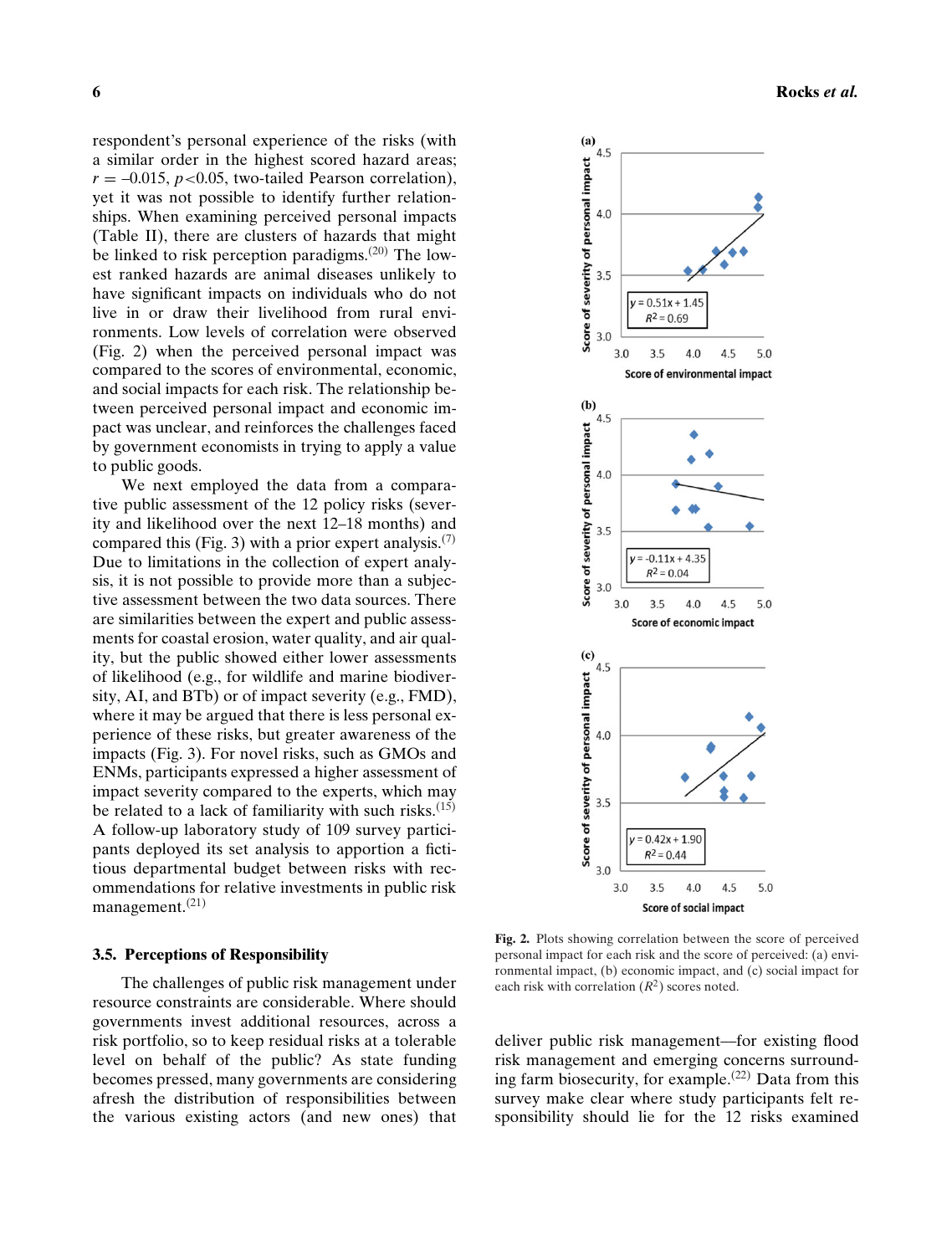respondent's personal experience of the risks (with a similar order in the highest scored hazard areas; $r = -0.015$, $p < 0.05$, two-tailed Pearson correlation), yet it was not possible to identify further relationships. When examining perceived personal impacts (Table II), there are clusters of hazards that might be linked to risk perception paradigms.[20] The lowest ranked hazards are animal diseases unlikely to have significant impacts on individuals who do not live in or draw their livelihood from rural environments. Low levels of correlation were observed (Fig. 2) when the perceived personal impact was compared to the scores of environmental, economic, and social impacts for each risk. The relationship between perceived personal impact and economic impact was unclear, and reinforces the challenges faced by government economists in trying to apply a value to public goods.

We next employed the data from a comparative public assessment of the 12 policy risks (severity and likelihood over the next 12–18 months) and compared this (Fig. 3) with a prior expert analysis.[7] Due to limitations in the collection of expert analysis, it is not possible to provide more than a subjective assessment between the two data sources. There are similarities between the expert and public assessments for coastal erosion, water quality, and air quality, but the public showed either lower assessments of likelihood (e.g., for wildlife and marine biodiversity, AI, and BTb) or of impact severity (e.g., FMD), where it may be argued that there is less personal experience of these risks, but greater awareness of the impacts (Fig. 3). For novel risks, such as GMOs and ENMs, participants expressed a higher assessment of impact severity compared to the experts, which may be related to a lack of familiarity with such risks.[15] A follow-up laboratory study of 109 survey participants deployed its set analysis to apportion a fictitious departmental budget between risks with recommendations for relative investments in public risk management.[21]

(a) $y = 0.51x + 1.45$, $R^2 = 0.69$ — Score of severity of personal impact vs. Score of environmental impact

(b) $y = -0.11x + 4.35$, $R^2 = 0.04$ — Score of severity of personal impact vs. Score of economic impact

(c) $y = 0.42x + 1.90$, $R^2 = 0.44$ — Score of severity of personal impact vs. Score of social impact

**Fig. 2.** Plots showing correlation between the score of perceived personal impact for each risk and the score of perceived: (a) environmental impact, (b) economic impact, and (c) social impact for each risk with correlation ($R^2$) scores noted.

### 3.5. Perceptions of Responsibility

The challenges of public risk management under resource constraints are considerable. Where should governments invest additional resources, across a risk portfolio, so to keep residual risks at a tolerable level on behalf of the public? As state funding becomes pressed, many governments are considering afresh the distribution of responsibilities between the various existing actors (and new ones) that deliver public risk management—for existing flood risk management and emerging concerns surrounding farm biosecurity, for example.[22] Data from this survey make clear where study participants felt responsibility should lie for the 12 risks examined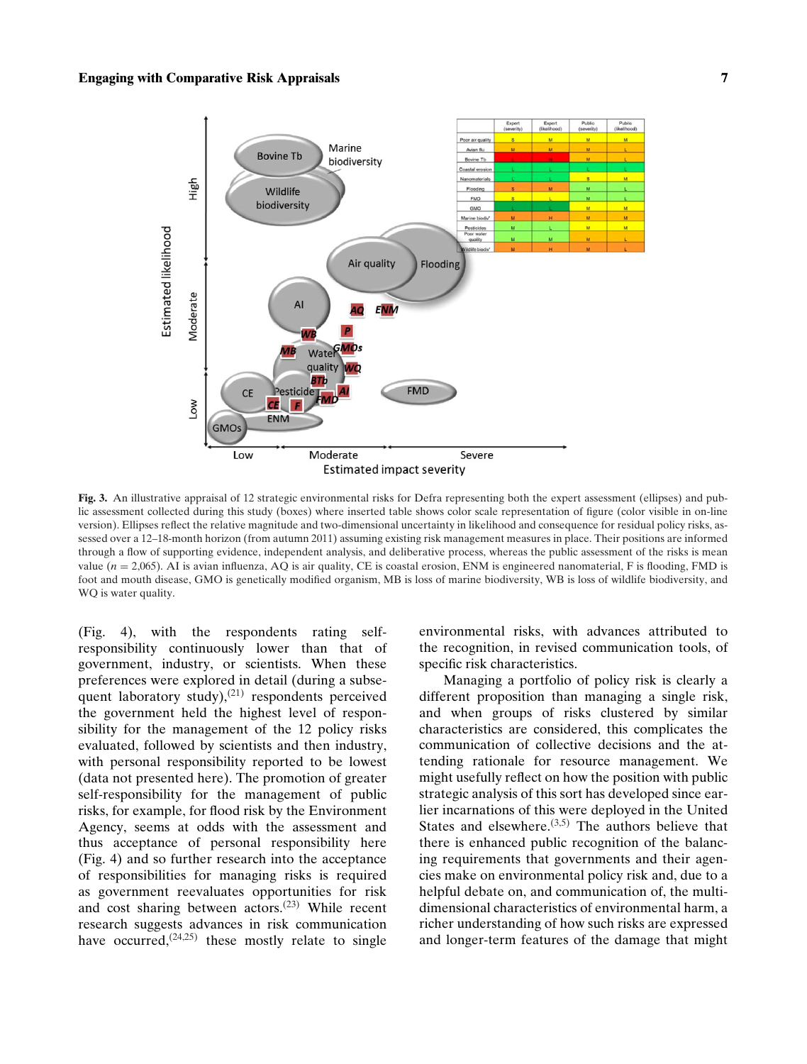**Fig. 3.** An illustrative appraisal of 12 strategic environmental risks for Defra representing both the expert assessment (ellipses) and public assessment collected during this study (boxes) where inserted table shows color scale representation of figure (color visible in on-line version). Ellipses reflect the relative magnitude and two-dimensional uncertainty in likelihood and consequence for residual policy risks, assessed over a 12–18-month horizon (from autumn 2011) assuming existing risk management measures in place. Their positions are informed through a flow of supporting evidence, independent analysis, and deliberative process, whereas the public assessment of the risks is mean value ($n = 2{,}065$). AI is avian influenza, AQ is air quality, CE is coastal erosion, ENM is engineered nanomaterial, F is flooding, FMD is foot and mouth disease, GMO is genetically modified organism, MB is loss of marine biodiversity, WB is loss of wildlife biodiversity, and WQ is water quality.

(Fig. 4), with the respondents rating self-responsibility continuously lower than that of government, industry, or scientists. When these preferences were explored in detail (during a subsequent laboratory study),[21] respondents perceived the government held the highest level of responsibility for the management of the 12 policy risks evaluated, followed by scientists and then industry, with personal responsibility reported to be lowest (data not presented here). The promotion of greater self-responsibility for the management of public risks, for example, for flood risk by the Environment Agency, seems at odds with the assessment and thus acceptance of personal responsibility here (Fig. 4) and so further research into the acceptance of responsibilities for managing risks is required as government reevaluates opportunities for risk and cost sharing between actors.[23] While recent research suggests advances in risk communication have occurred,[24,25] these mostly relate to single environmental risks, with advances attributed to the recognition, in revised communication tools, of specific risk characteristics.

Managing a portfolio of policy risk is clearly a different proposition than managing a single risk, and when groups of risks clustered by similar characteristics are considered, this complicates the communication of collective decisions and the attending rationale for resource management. We might usefully reflect on how the position with public strategic analysis of this sort has developed since earlier incarnations of this were deployed in the United States and elsewhere.[3,5] The authors believe that there is enhanced public recognition of the balancing requirements that governments and their agencies make on environmental policy risk and, due to a helpful debate on, and communication of, the multidimensional characteristics of environmental harm, a richer understanding of how such risks are expressed and longer-term features of the damage that might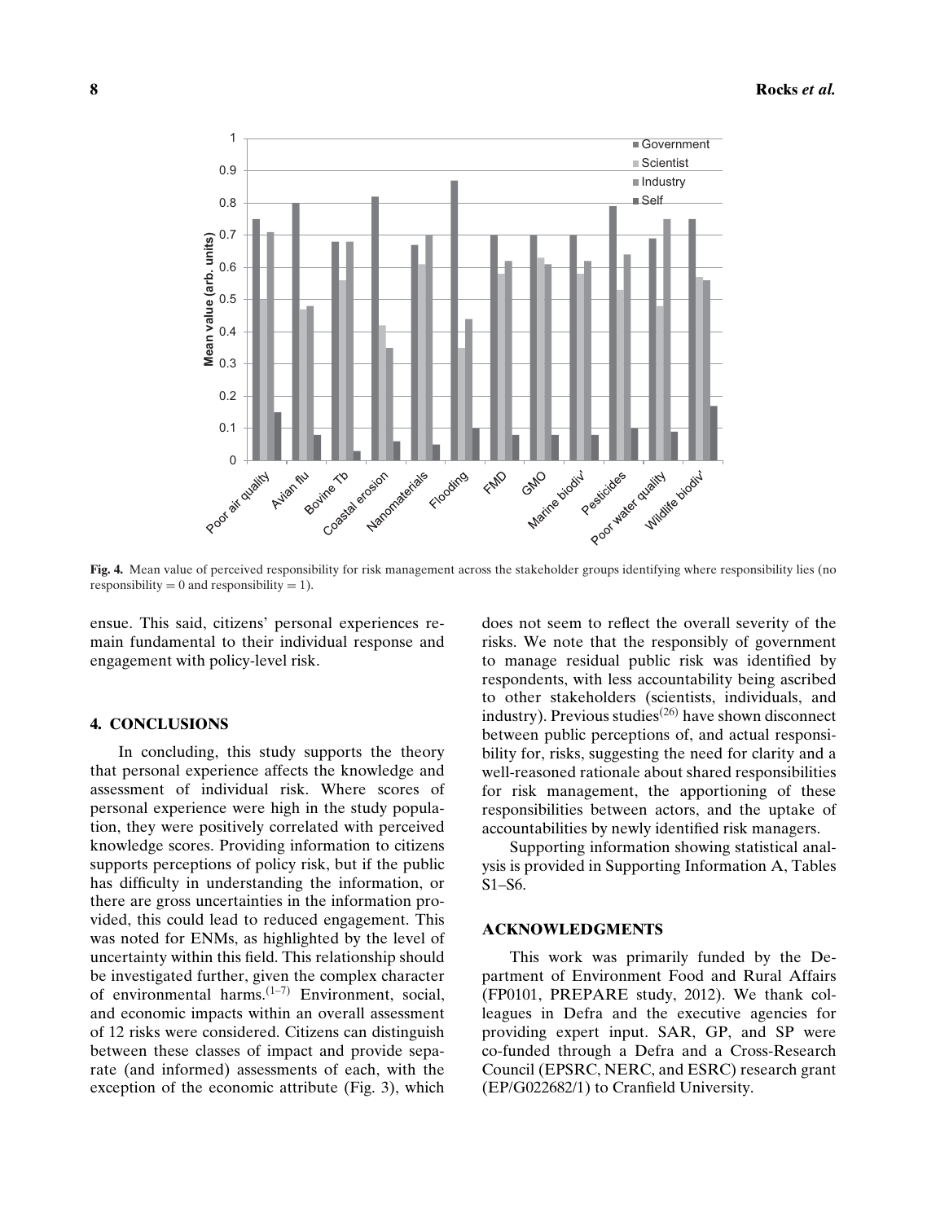**Fig. 4.** Mean value of perceived responsibility for risk management across the stakeholder groups identifying where responsibility lies (no responsibility = 0 and responsibility = 1).

ensue. This said, citizens' personal experiences remain fundamental to their individual response and engagement with policy-level risk.

## 4. CONCLUSIONS

In concluding, this study supports the theory that personal experience affects the knowledge and assessment of individual risk. Where scores of personal experience were high in the study population, they were positively correlated with perceived knowledge scores. Providing information to citizens supports perceptions of policy risk, but if the public has difficulty in understanding the information, or there are gross uncertainties in the information provided, this could lead to reduced engagement. This was noted for ENMs, as highlighted by the level of uncertainty within this field. This relationship should be investigated further, given the complex character of environmental harms.[1–7] Environment, social, and economic impacts within an overall assessment of 12 risks were considered. Citizens can distinguish between these classes of impact and provide separate (and informed) assessments of each, with the exception of the economic attribute (Fig. 3), which does not seem to reflect the overall severity of the risks. We note that the responsibly of government to manage residual public risk was identified by respondents, with less accountability being ascribed to other stakeholders (scientists, individuals, and industry). Previous studies[26] have shown disconnect between public perceptions of, and actual responsibility for, risks, suggesting the need for clarity and a well-reasoned rationale about shared responsibilities for risk management, the apportioning of these responsibilities between actors, and the uptake of accountabilities by newly identified risk managers.

Supporting information showing statistical analysis is provided in Supporting Information A, Tables S1–S6.

## ACKNOWLEDGMENTS

This work was primarily funded by the Department of Environment Food and Rural Affairs (FP0101, PREPARE study, 2012). We thank colleagues in Defra and the executive agencies for providing expert input. SAR, GP, and SP were co-funded through a Defra and a Cross-Research Council (EPSRC, NERC, and ESRC) research grant (EP/G022682/1) to Cranfield University.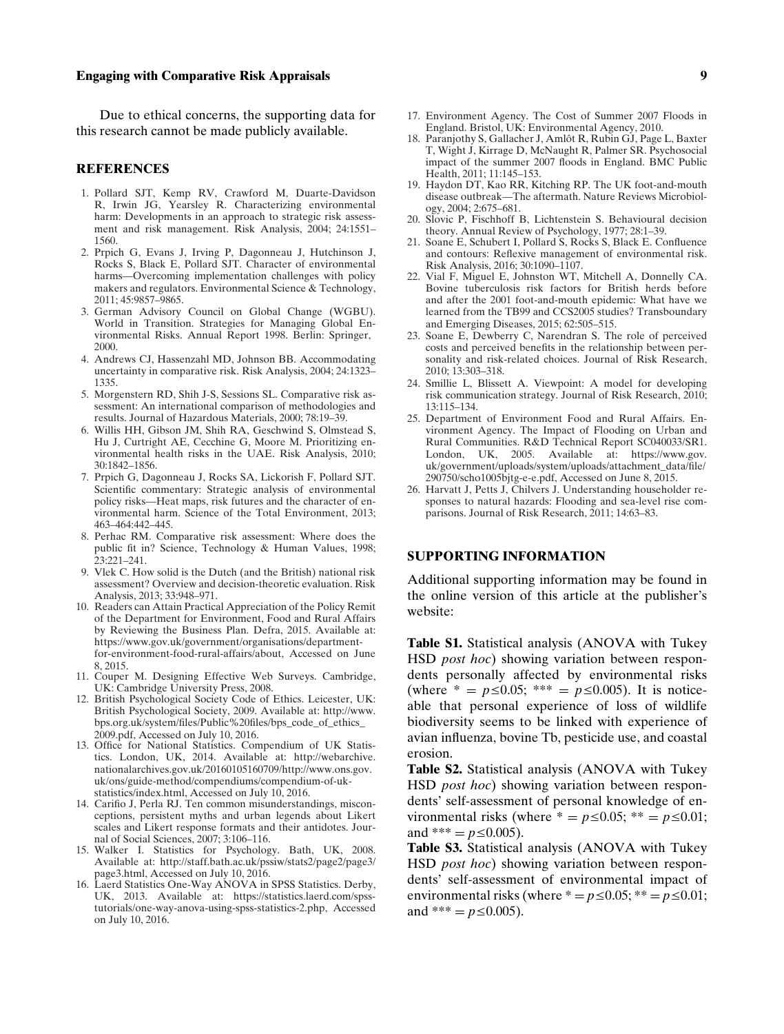Due to ethical concerns, the supporting data for this research cannot be made publicly available.

## REFERENCES

1. Pollard SJT, Kemp RV, Crawford M, Duarte-Davidson R, Irwin JG, Yearsley R. Characterizing environmental harm: Developments in an approach to strategic risk assessment and risk management. Risk Analysis, 2004; 24:1551–1560.
2. Prpich G, Evans J, Irving P, Dagonneau J, Hutchinson J, Rocks S, Black E, Pollard SJT. Character of environmental harms—Overcoming implementation challenges with policy makers and regulators. Environmental Science & Technology, 2011; 45:9857–9865.
3. German Advisory Council on Global Change (WGBU). World in Transition. Strategies for Managing Global Environmental Risks. Annual Report 1998. Berlin: Springer, 2000.
4. Andrews CJ, Hassenzahl MD, Johnson BB. Accommodating uncertainty in comparative risk. Risk Analysis, 2004; 24:1323–1335.
5. Morgenstern RD, Shih J-S, Sessions SL. Comparative risk assessment: An international comparison of methodologies and results. Journal of Hazardous Materials, 2000; 78:19–39.
6. Willis HH, Gibson JM, Shih RA, Geschwind S, Olmstead S, Hu J, Curtright AE, Cecchine G, Moore M. Prioritizing environmental health risks in the UAE. Risk Analysis, 2010; 30:1842–1856.
7. Prpich G, Dagonneau J, Rocks SA, Lickorish F, Pollard SJT. Scientific commentary: Strategic analysis of environmental policy risks—Heat maps, risk futures and the character of environmental harm. Science of the Total Environment, 2013; 463–464:442–445.
8. Perhac RM. Comparative risk assessment: Where does the public fit in? Science, Technology & Human Values, 1998; 23:221–241.
9. Vlek C. How solid is the Dutch (and the British) national risk assessment? Overview and decision-theoretic evaluation. Risk Analysis, 2013; 33:948–971.
10. Readers can Attain Practical Appreciation of the Policy Remit of the Department for Environment, Food and Rural Affairs by Reviewing the Business Plan. Defra, 2015. Available at: https://www.gov.uk/government/organisations/department-for-environment-food-rural-affairs/about, Accessed on June 8, 2015.
11. Couper M. Designing Effective Web Surveys. Cambridge, UK: Cambridge University Press, 2008.
12. British Psychological Society Code of Ethics. Leicester, UK: British Psychological Society, 2009. Available at: http://www.bps.org.uk/system/files/Public%20files/bps_code_of_ethics_2009.pdf, Accessed on July 10, 2016.
13. Office for National Statistics. Compendium of UK Statistics. London, UK, 2014. Available at: http://webarchive.nationalarchives.gov.uk/20160105160709/http://www.ons.gov.uk/ons/guide-method/compendiums/compendium-of-uk-statistics/index.html, Accessed on July 10, 2016.
14. Carifio J, Perla RJ. Ten common misunderstandings, misconceptions, persistent myths and urban legends about Likert scales and Likert response formats and their antidotes. Journal of Social Sciences, 2007; 3:106–116.
15. Walker I. Statistics for Psychology. Bath, UK, 2008. Available at: http://staff.bath.ac.uk/pssiw/stats2/page2/page3/page3.html, Accessed on July 10, 2016.
16. Laerd Statistics One-Way ANOVA in SPSS Statistics. Derby, UK, 2013. Available at: https://statistics.laerd.com/spss-tutorials/one-way-anova-using-spss-statistics-2.php, Accessed on July 10, 2016.
17. Environment Agency. The Cost of Summer 2007 Floods in England. Bristol, UK: Environmental Agency, 2010.
18. Paranjothy S, Gallacher J, Amlôt R, Rubin GJ, Page L, Baxter T, Wight J, Kirrage D, McNaught R, Palmer SR. Psychosocial impact of the summer 2007 floods in England. BMC Public Health, 2011; 11:145–153.
19. Haydon DT, Kao RR, Kitching RP. The UK foot-and-mouth disease outbreak—The aftermath. Nature Reviews Microbiology, 2004; 2:675–681.
20. Slovic P, Fischhoff B, Lichtenstein S. Behavioural decision theory. Annual Review of Psychology, 1977; 28:1–39.
21. Soane E, Schubert I, Pollard S, Rocks S, Black E. Confluence and contours: Reflexive management of environmental risk. Risk Analysis, 2016; 30:1090–1107.
22. Vial F, Miguel E, Johnston WT, Mitchell A, Donnelly CA. Bovine tuberculosis risk factors for British herds before and after the 2001 foot-and-mouth epidemic: What have we learned from the TB99 and CCS2005 studies? Transboundary and Emerging Diseases, 2015; 62:505–515.
23. Soane E, Dewberry C, Narendran S. The role of perceived costs and perceived benefits in the relationship between personality and risk-related choices. Journal of Risk Research, 2010; 13:303–318.
24. Smillie L, Blissett A. Viewpoint: A model for developing risk communication strategy. Journal of Risk Research, 2010; 13:115–134.
25. Department of Environment Food and Rural Affairs. Environment Agency. The Impact of Flooding on Urban and Rural Communities. R&D Technical Report SC040033/SR1. London, UK, 2005. Available at: https://www.gov.uk/government/uploads/system/uploads/attachment_data/file/290750/scho1005bjtg-e-e.pdf, Accessed on June 8, 2015.
26. Harvatt J, Petts J, Chilvers J. Understanding householder responses to natural hazards: Flooding and sea-level rise comparisons. Journal of Risk Research, 2011; 14:63–83.

## SUPPORTING INFORMATION

Additional supporting information may be found in the online version of this article at the publisher's website:

**Table S1.** Statistical analysis (ANOVA with Tukey HSD *post hoc*) showing variation between respondents personally affected by environmental risks (where * = $p \leq 0.05$; *** = $p \leq 0.005$). It is noticeable that personal experience of loss of wildlife biodiversity seems to be linked with experience of avian influenza, bovine Tb, pesticide use, and coastal erosion.

**Table S2.** Statistical analysis (ANOVA with Tukey HSD *post hoc*) showing variation between respondents' self-assessment of personal knowledge of environmental risks (where * = $p \leq 0.05$; ** = $p \leq 0.01$; and *** = $p \leq 0.005$).

**Table S3.** Statistical analysis (ANOVA with Tukey HSD *post hoc*) showing variation between respondents' self-assessment of environmental impact of environmental risks (where * = $p \leq 0.05$; ** = $p \leq 0.01$; and *** = $p \leq 0.005$).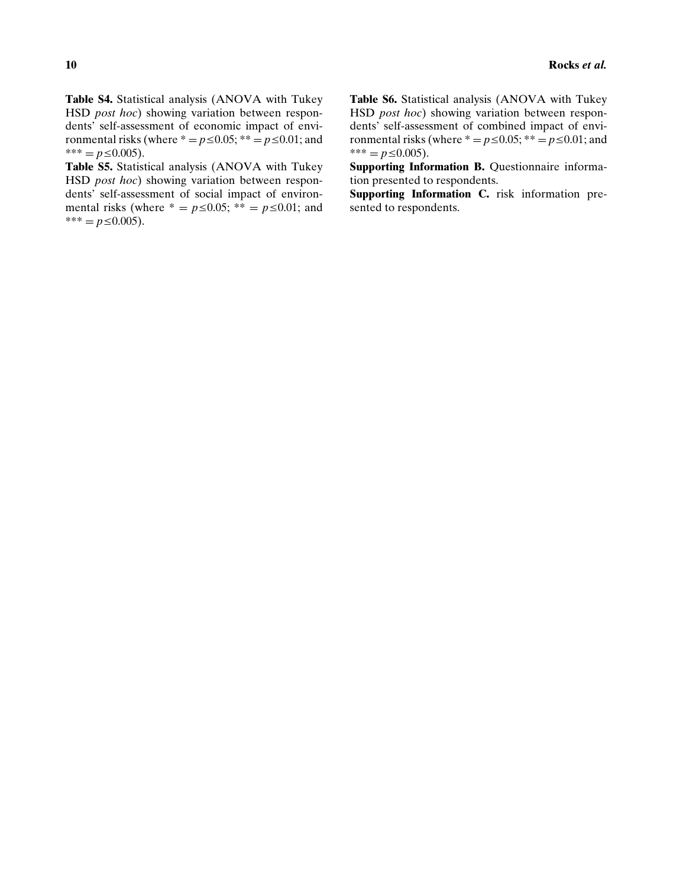**Table S4.** Statistical analysis (ANOVA with Tukey HSD *post hoc*) showing variation between respondents' self-assessment of economic impact of environmental risks (where * = $p \leq 0.05$; ** = $p \leq 0.01$; and *** = $p \leq 0.005$).

**Table S5.** Statistical analysis (ANOVA with Tukey HSD *post hoc*) showing variation between respondents' self-assessment of social impact of environmental risks (where * = $p \leq 0.05$; ** = $p \leq 0.01$; and *** = $p \leq 0.005$).

**Table S6.** Statistical analysis (ANOVA with Tukey HSD *post hoc*) showing variation between respondents' self-assessment of combined impact of environmental risks (where * = $p \leq 0.05$; ** = $p \leq 0.01$; and *** = $p \leq 0.005$).

**Supporting Information B.** Questionnaire information presented to respondents.

**Supporting Information C.** risk information presented to respondents.